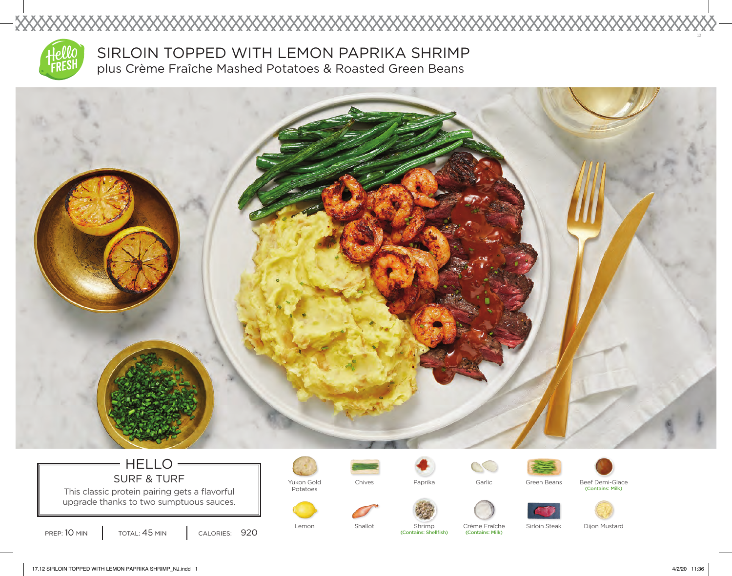# SIRLOIN TOPPED WITH LEMON PAPRIKA SHRIMP

plus Crème Fraîche Mashed Potatoes & Roasted Green Beans

## HELLO

### SURF & TURF

This classic protein pairing gets a flavorful upgrade thanks to two sumptuous sauces.

PREP: 10 MIN | TOTAL: 45 MIN | CALORIES: 920

- Yukon Gold Potatoes
- Chives
- Paprika
- Garlic
- Green Beans
- Beef Demi-Glace (Contains: Milk)
- Lemon
- Shallot
- Shrimp (Contains: Shellfish)
- Crème Fraîche (Contains: Milk)
- Sirloin Steak
- Dijon Mustard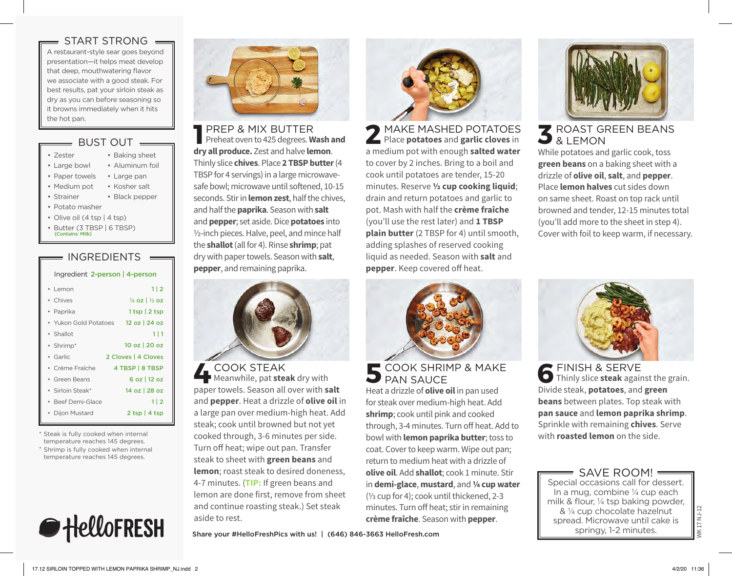## START STRONG

A restaurant-style sear goes beyond presentation—it helps meat develop that deep, mouthwatering flavor we associate with a good steak. For best results, pat your sirloin steak as dry as you can before seasoning so it browns immediately when it hits the hot pan.

## BUST OUT

- Zester
- Large bowl
- Paper towels
- Medium pot
- Strainer
- Potato masher
- Olive oil (4 tsp | 4 tsp)
- Butter (3 TBSP | 6 TBSP) (Contains: Milk)
- Baking sheet
- Aluminum foil
- Large pan
- Kosher salt
- Black pepper

## INGREDIENTS

| Ingredient | 2-person \| 4-person |
|---|---|
| Lemon | 1 \| 2 |
| Chives | ¼ oz \| ½ oz |
| Paprika | 1 tsp \| 2 tsp |
| Yukon Gold Potatoes | 12 oz \| 24 oz |
| Shallot | 1 \| 1 |
| Shrimp* | 10 oz \| 20 oz |
| Garlic | 2 Cloves \| 4 Cloves |
| Crème Fraîche | 4 TBSP \| 8 TBSP |
| Green Beans | 6 oz \| 12 oz |
| Sirloin Steak* | 14 oz \| 28 oz |
| Beef Demi-Glace | 1 \| 2 |
| Dijon Mustard | 2 tsp \| 4 tsp |

* Steak is fully cooked when internal temperature reaches 145 degrees.
* Shrimp is fully cooked when internal temperature reaches 145 degrees.

HelloFRESH

## 1 PREP & MIX BUTTER

Preheat oven to 425 degrees. **Wash and dry all produce.** Zest and halve **lemon**. Thinly slice **chives**. Place **2 TBSP butter** (4 TBSP for 4 servings) in a large microwave-safe bowl; microwave until softened, 10-15 seconds. Stir in **lemon zest**, half the chives, and half the **paprika**. Season with **salt** and **pepper**; set aside. Dice **potatoes** into ½-inch pieces. Halve, peel, and mince half the **shallot** (all for 4). Rinse **shrimp**; pat dry with paper towels. Season with **salt**, **pepper**, and remaining paprika.

## 2 MAKE MASHED POTATOES

Place **potatoes** and **garlic cloves** in a medium pot with enough **salted water** to cover by 2 inches. Bring to a boil and cook until potatoes are tender, 15-20 minutes. Reserve **½ cup cooking liquid**; drain and return potatoes and garlic to pot. Mash with half the **crème fraîche** (you'll use the rest later) and **1 TBSP plain butter** (2 TBSP for 4) until smooth, adding splashes of reserved cooking liquid as needed. Season with **salt** and **pepper**. Keep covered off heat.

## 3 ROAST GREEN BEANS & LEMON

While potatoes and garlic cook, toss **green beans** on a baking sheet with a drizzle of **olive oil**, **salt**, and **pepper**. Place **lemon halves** cut sides down on same sheet. Roast on top rack until browned and tender, 12-15 minutes total (you'll add more to the sheet in step 4). Cover with foil to keep warm, if necessary.

## 4 COOK STEAK

Meanwhile, pat **steak** dry with paper towels. Season all over with **salt** and **pepper**. Heat a drizzle of **olive oil** in a large pan over medium-high heat. Add steak; cook until browned but not yet cooked through, 3-6 minutes per side. Turn off heat; wipe out pan. Transfer steak to sheet with **green beans** and **lemon**; roast steak to desired doneness, 4-7 minutes. (**TIP:** If green beans and lemon are done first, remove from sheet and continue roasting steak.) Set steak aside to rest.

## 5 COOK SHRIMP & MAKE PAN SAUCE

Heat a drizzle of **olive oil** in pan used for steak over medium-high heat. Add **shrimp**; cook until pink and cooked through, 3-4 minutes. Turn off heat. Add to bowl with **lemon paprika butter**; toss to coat. Cover to keep warm. Wipe out pan; return to medium heat with a drizzle of **olive oil**. Add **shallot**; cook 1 minute. Stir in **demi-glace**, **mustard**, and **¼ cup water** (⅓ cup for 4); cook until thickened, 2-3 minutes. Turn off heat; stir in remaining **crème fraîche**. Season with **pepper**.

## 6 FINISH & SERVE

Thinly slice **steak** against the grain. Divide steak, **potatoes**, and **green beans** between plates. Top steak with **pan sauce** and **lemon paprika shrimp**. Sprinkle with remaining **chives**. Serve with **roasted lemon** on the side.

## SAVE ROOM!

Special occasions call for dessert. In a mug, combine ¼ cup each milk & flour, ¼ tsp baking powder, & ¼ cup chocolate hazelnut spread. Microwave until cake is springy, 1-2 minutes.

Share your #HelloFreshPics with us! | (646) 846-3663 HelloFresh.com

WK 17 NJ-12